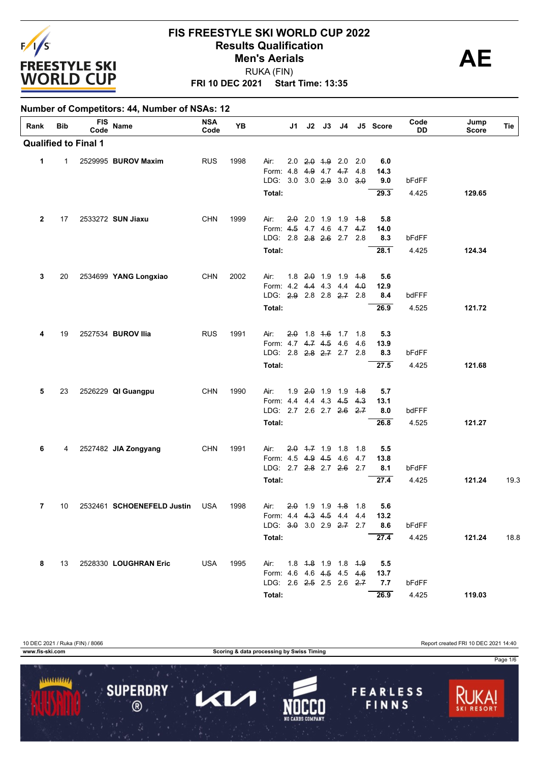# FIS FREESTYLE SKI WORLD CUP 2022

## Results Qualification

## Men's Aerials

RUKA (FIN)

**FRI 10 DEC 2021 Start Time: 13:35**

**AE**

**Number of Competitors: 44, Number of NSAs: 12**

| Rank | Bib | FIS Code | Name | NSA Code | YB | | J1 | J2 | J3 | J4 | J5 | Score | Code DD | Jump Score | Tie |
|---|---|---|---|---|---|---|---|---|---|---|---|---|---|---|---|
| **Qualified to Final 1** | | | | | | | | | | | | | | | |
| 1 | 1 | 2529995 | **BUROV Maxim** | RUS | 1998 | Air: | 2.0 | ~~2.0~~ | ~~1.9~~ | 2.0 | 2.0 | 6.0 | | | |
| | | | | | | Form: | 4.8 | ~~4.9~~ | 4.7 | ~~4.7~~ | 4.8 | 14.3 | | | |
| | | | | | | LDG: | 3.0 | 3.0 | ~~2.9~~ | 3.0 | ~~3.0~~ | 9.0 | bFdFF | | |
| | | | | | | Total: | | | | | | 29.3 | 4.425 | 129.65 | |
| 2 | 17 | 2533272 | **SUN Jiaxu** | CHN | 1999 | Air: | ~~2.0~~ | 2.0 | 1.9 | 1.9 | ~~1.8~~ | 5.8 | | | |
| | | | | | | Form: | ~~4.5~~ | 4.7 | 4.6 | 4.7 | ~~4.7~~ | 14.0 | | | |
| | | | | | | LDG: | 2.8 | ~~2.8~~ | ~~2.6~~ | 2.7 | 2.8 | 8.3 | bFdFF | | |
| | | | | | | Total: | | | | | | 28.1 | 4.425 | 124.34 | |
| 3 | 20 | 2534699 | **YANG Longxiao** | CHN | 2002 | Air: | 1.8 | ~~2.0~~ | 1.9 | 1.9 | ~~1.8~~ | 5.6 | | | |
| | | | | | | Form: | 4.2 | ~~4.4~~ | 4.3 | 4.4 | ~~4.0~~ | 12.9 | | | |
| | | | | | | LDG: | ~~2.9~~ | 2.8 | 2.8 | ~~2.7~~ | 2.8 | 8.4 | bdFFF | | |
| | | | | | | Total: | | | | | | 26.9 | 4.525 | 121.72 | |
| 4 | 19 | 2527534 | **BUROV Ilia** | RUS | 1991 | Air: | ~~2.0~~ | 1.8 | ~~1.6~~ | 1.7 | 1.8 | 5.3 | | | |
| | | | | | | Form: | 4.7 | ~~4.7~~ | ~~4.5~~ | 4.6 | 4.6 | 13.9 | | | |
| | | | | | | LDG: | 2.8 | ~~2.8~~ | ~~2.7~~ | 2.7 | 2.8 | 8.3 | bFdFF | | |
| | | | | | | Total: | | | | | | 27.5 | 4.425 | 121.68 | |
| 5 | 23 | 2526229 | **QI Guangpu** | CHN | 1990 | Air: | 1.9 | ~~2.0~~ | 1.9 | 1.9 | ~~1.8~~ | 5.7 | | | |
| | | | | | | Form: | 4.4 | 4.4 | 4.3 | ~~4.5~~ | ~~4.3~~ | 13.1 | | | |
| | | | | | | LDG: | 2.7 | 2.6 | 2.7 | ~~2.6~~ | ~~2.7~~ | 8.0 | bdFFF | | |
| | | | | | | Total: | | | | | | 26.8 | 4.525 | 121.27 | |
| 6 | 4 | 2527482 | **JIA Zongyang** | CHN | 1991 | Air: | ~~2.0~~ | ~~1.7~~ | 1.9 | 1.8 | 1.8 | 5.5 | | | |
| | | | | | | Form: | 4.5 | ~~4.9~~ | ~~4.5~~ | 4.6 | 4.7 | 13.8 | | | |
| | | | | | | LDG: | 2.7 | ~~2.8~~ | 2.7 | ~~2.6~~ | 2.7 | 8.1 | bFdFF | | |
| | | | | | | Total: | | | | | | 27.4 | 4.425 | 121.24 | 19.3 |
| 7 | 10 | 2532461 | **SCHOENEFELD Justin** | USA | 1998 | Air: | ~~2.0~~ | 1.9 | 1.9 | ~~1.8~~ | 1.8 | 5.6 | | | |
| | | | | | | Form: | 4.4 | ~~4.3~~ | ~~4.5~~ | 4.4 | 4.4 | 13.2 | | | |
| | | | | | | LDG: | ~~3.0~~ | 3.0 | 2.9 | ~~2.7~~ | 2.7 | 8.6 | bFdFF | | |
| | | | | | | Total: | | | | | | 27.4 | 4.425 | 121.24 | 18.8 |
| 8 | 13 | 2528330 | **LOUGHRAN Eric** | USA | 1995 | Air: | 1.8 | ~~1.8~~ | 1.9 | 1.8 | ~~1.9~~ | 5.5 | | | |
| | | | | | | Form: | 4.6 | 4.6 | ~~4.5~~ | 4.5 | ~~4.6~~ | 13.7 | | | |
| | | | | | | LDG: | 2.6 | ~~2.5~~ | 2.5 | 2.6 | ~~2.7~~ | 7.7 | bFdFF | | |
| | | | | | | Total: | | | | | | 26.9 | 4.425 | 119.03 | |

10 DEC 2021 / Ruka (FIN) / 8066 — Report created FRI 10 DEC 2021 14:40

www.fis-ski.com — Scoring & data processing by Swiss Timing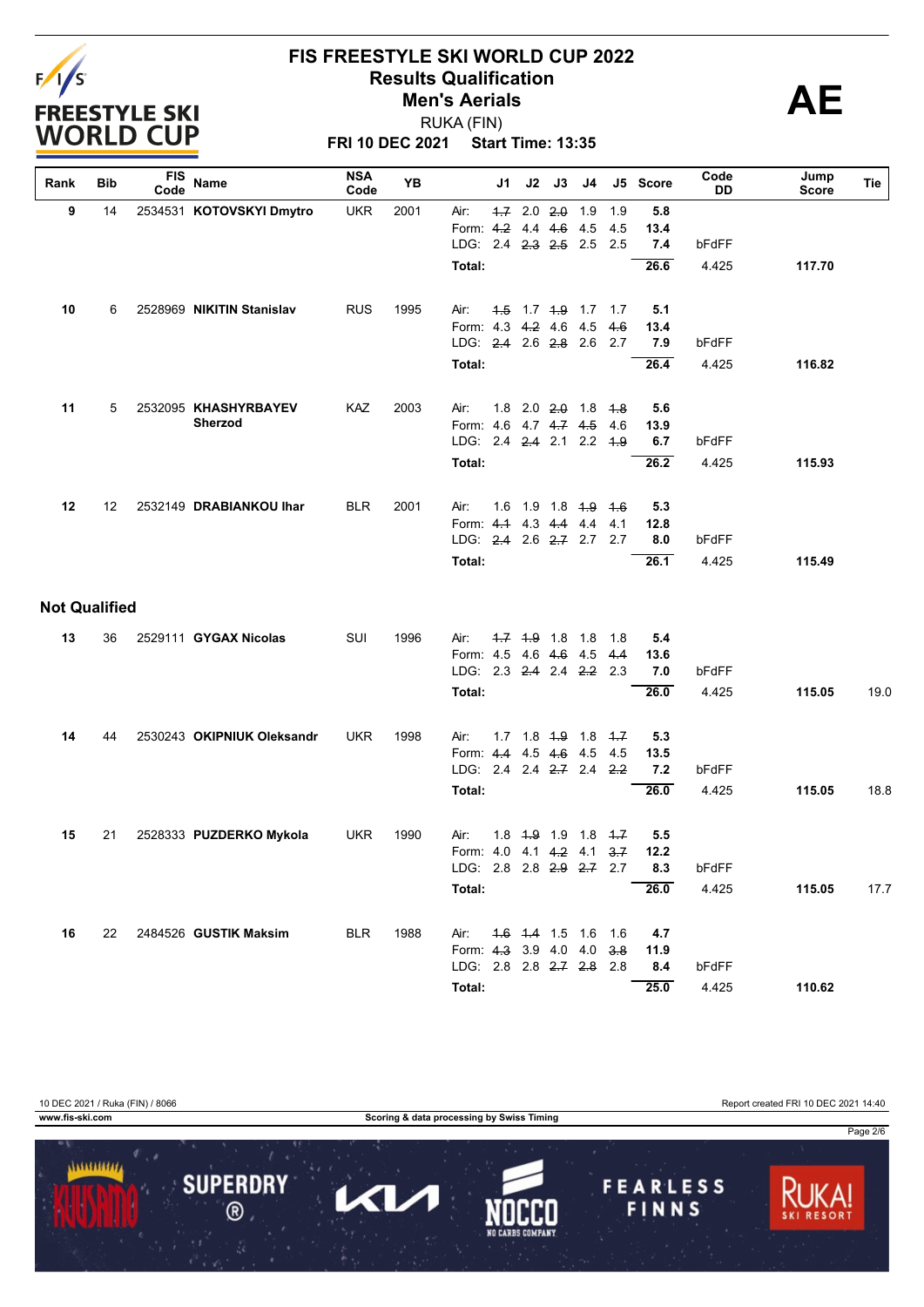# FIS FREESTYLE SKI WORLD CUP 2022

## Results Qualification

## Men's Aerials

RUKA (FIN)

**FRI 10 DEC 2021 Start Time: 13:35**

**AE**

| Rank | Bib | FIS Code | Name | NSA Code | YB | | J1 | J2 | J3 | J4 | J5 | Score | Code DD | Jump Score | Tie |
|---|---|---|---|---|---|---|---|---|---|---|---|---|---|---|---|
| 9 | 14 | 2534531 | **KOTOVSKYI Dmytro** | UKR | 2001 | Air: | ~~1.7~~ | 2.0 | ~~2.0~~ | 1.9 | 1.9 | 5.8 | | | |
| | | | | | | Form: | ~~4.2~~ | 4.4 | ~~4.6~~ | 4.5 | 4.5 | 13.4 | | | |
| | | | | | | LDG: | 2.4 | ~~2.3~~ | ~~2.5~~ | 2.5 | 2.5 | 7.4 | bFdFF | | |
| | | | | | | **Total:** | | | | | | **26.6** | 4.425 | **117.70** | |
| 10 | 6 | 2528969 | **NIKITIN Stanislav** | RUS | 1995 | Air: | ~~1.5~~ | 1.7 | ~~1.9~~ | 1.7 | 1.7 | 5.1 | | | |
| | | | | | | Form: | 4.3 | ~~4.2~~ | 4.6 | 4.5 | ~~4.6~~ | 13.4 | | | |
| | | | | | | LDG: | ~~2.4~~ | 2.6 | ~~2.8~~ | 2.6 | 2.7 | 7.9 | bFdFF | | |
| | | | | | | **Total:** | | | | | | **26.4** | 4.425 | **116.82** | |
| 11 | 5 | 2532095 | **KHASHYRBAYEV Sherzod** | KAZ | 2003 | Air: | 1.8 | 2.0 | ~~2.0~~ | 1.8 | ~~1.8~~ | 5.6 | | | |
| | | | | | | Form: | 4.6 | 4.7 | ~~4.7~~ | ~~4.5~~ | 4.6 | 13.9 | | | |
| | | | | | | LDG: | 2.4 | ~~2.4~~ | 2.1 | 2.2 | ~~1.9~~ | 6.7 | bFdFF | | |
| | | | | | | **Total:** | | | | | | **26.2** | 4.425 | **115.93** | |
| 12 | 12 | 2532149 | **DRABIANKOU Ihar** | BLR | 2001 | Air: | 1.6 | 1.9 | 1.8 | ~~1.9~~ | ~~1.6~~ | 5.3 | | | |
| | | | | | | Form: | ~~4.1~~ | 4.3 | ~~4.4~~ | 4.4 | 4.1 | 12.8 | | | |
| | | | | | | LDG: | ~~2.4~~ | 2.6 | ~~2.7~~ | 2.7 | 2.7 | 8.0 | bFdFF | | |
| | | | | | | **Total:** | | | | | | **26.1** | 4.425 | **115.49** | |

### Not Qualified

| Rank | Bib | FIS Code | Name | NSA Code | YB | | J1 | J2 | J3 | J4 | J5 | Score | Code DD | Jump Score | Tie |
|---|---|---|---|---|---|---|---|---|---|---|---|---|---|---|---|
| 13 | 36 | 2529111 | **GYGAX Nicolas** | SUI | 1996 | Air: | ~~1.7~~ | ~~1.9~~ | 1.8 | 1.8 | 1.8 | 5.4 | | | |
| | | | | | | Form: | 4.5 | 4.6 | ~~4.6~~ | 4.5 | ~~4.4~~ | 13.6 | | | |
| | | | | | | LDG: | 2.3 | ~~2.4~~ | 2.4 | ~~2.2~~ | 2.3 | 7.0 | bFdFF | | |
| | | | | | | **Total:** | | | | | | **26.0** | 4.425 | **115.05** | 19.0 |
| 14 | 44 | 2530243 | **OKIPNIUK Oleksandr** | UKR | 1998 | Air: | 1.7 | 1.8 | ~~1.9~~ | 1.8 | ~~1.7~~ | 5.3 | | | |
| | | | | | | Form: | ~~4.4~~ | 4.5 | ~~4.6~~ | 4.5 | 4.5 | 13.5 | | | |
| | | | | | | LDG: | 2.4 | 2.4 | ~~2.7~~ | 2.4 | ~~2.2~~ | 7.2 | bFdFF | | |
| | | | | | | **Total:** | | | | | | **26.0** | 4.425 | **115.05** | 18.8 |
| 15 | 21 | 2528333 | **PUZDERKO Mykola** | UKR | 1990 | Air: | 1.8 | ~~1.9~~ | 1.9 | 1.8 | ~~1.7~~ | 5.5 | | | |
| | | | | | | Form: | 4.0 | 4.1 | ~~4.2~~ | 4.1 | ~~3.7~~ | 12.2 | | | |
| | | | | | | LDG: | 2.8 | 2.8 | ~~2.9~~ | ~~2.7~~ | 2.7 | 8.3 | bFdFF | | |
| | | | | | | **Total:** | | | | | | **26.0** | 4.425 | **115.05** | 17.7 |
| 16 | 22 | 2484526 | **GUSTIK Maksim** | BLR | 1988 | Air: | ~~1.6~~ | ~~1.4~~ | 1.5 | 1.6 | 1.6 | 4.7 | | | |
| | | | | | | Form: | ~~4.3~~ | 3.9 | 4.0 | 4.0 | ~~3.8~~ | 11.9 | | | |
| | | | | | | LDG: | 2.8 | 2.8 | ~~2.7~~ | ~~2.8~~ | 2.8 | 8.4 | bFdFF | | |
| | | | | | | **Total:** | | | | | | **25.0** | 4.425 | **110.62** | |

10 DEC 2021 / Ruka (FIN) / 8066 — Report created FRI 10 DEC 2021 14:40

www.fis-ski.com — Scoring & data processing by Swiss Timing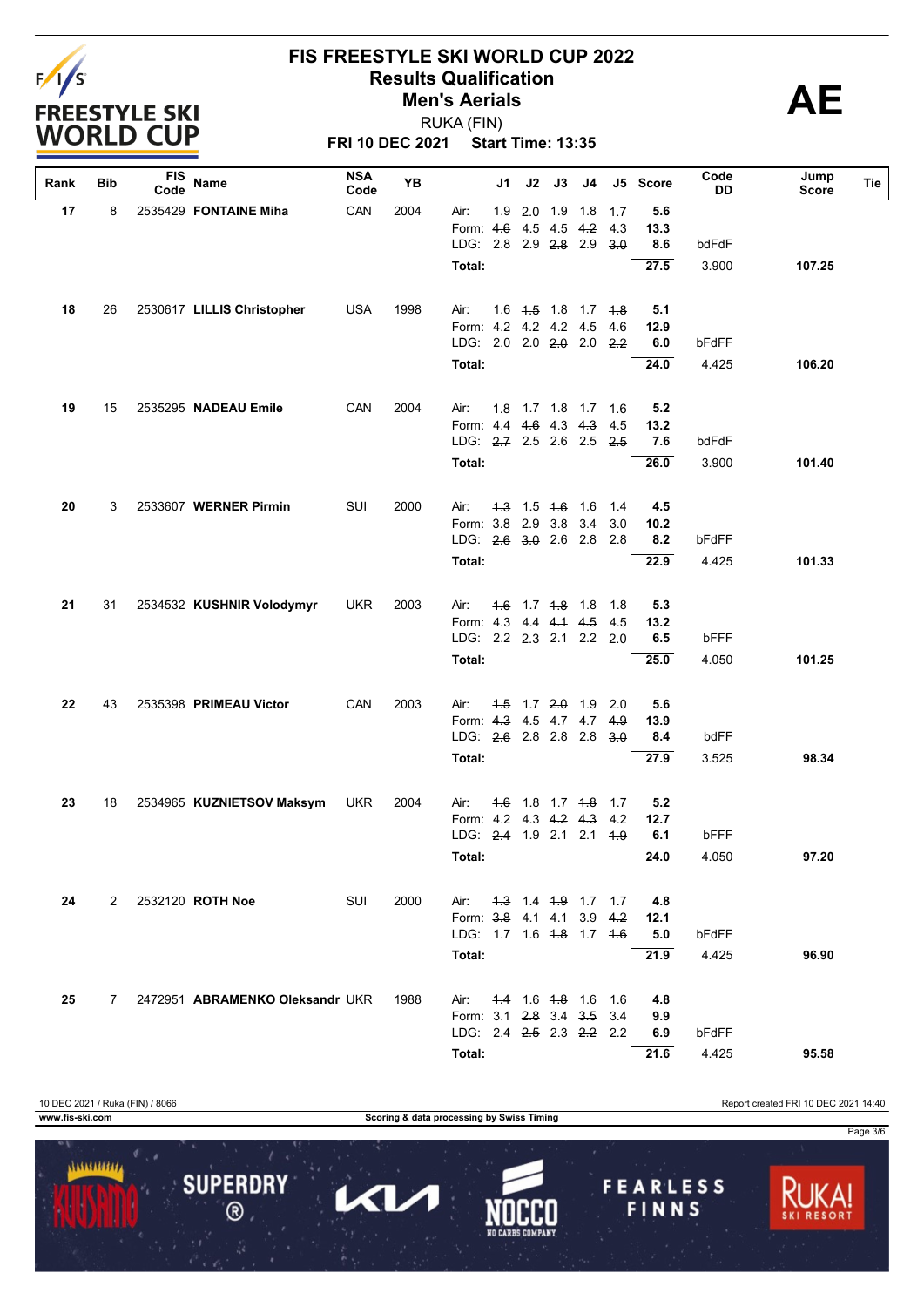# FIS FREESTYLE SKI WORLD CUP 2022

## Results Qualification

## Men's Aerials

RUKA (FIN)

**FRI 10 DEC 2021 Start Time: 13:35**

**AE**

| Rank | Bib | FIS Code | Name | NSA Code | YB | | J1 | J2 | J3 | J4 | J5 | Score | Code DD | Jump Score | Tie |
|---|---|---|---|---|---|---|---|---|---|---|---|---|---|---|---|
| 17 | 8 | 2535429 | **FONTAINE Miha** | CAN | 2004 | Air: | 1.9 | ~~2.0~~ | 1.9 | 1.8 | ~~1.7~~ | 5.6 | | | |
| | | | | | | Form: | ~~4.6~~ | 4.5 | 4.5 | ~~4.2~~ | 4.3 | 13.3 | | | |
| | | | | | | LDG: | 2.8 | 2.9 | ~~2.8~~ | 2.9 | ~~3.0~~ | 8.6 | bdFdF | | |
| | | | | | | **Total:** | | | | | | **27.5** | 3.900 | **107.25** | |
| 18 | 26 | 2530617 | **LILLIS Christopher** | USA | 1998 | Air: | 1.6 | ~~1.5~~ | 1.8 | 1.7 | ~~1.8~~ | 5.1 | | | |
| | | | | | | Form: | 4.2 | ~~4.2~~ | 4.2 | 4.5 | ~~4.6~~ | 12.9 | | | |
| | | | | | | LDG: | 2.0 | 2.0 | ~~2.0~~ | 2.0 | ~~2.2~~ | 6.0 | bFdFF | | |
| | | | | | | **Total:** | | | | | | **24.0** | 4.425 | **106.20** | |
| 19 | 15 | 2535295 | **NADEAU Emile** | CAN | 2004 | Air: | ~~1.8~~ | 1.7 | 1.8 | 1.7 | ~~1.6~~ | 5.2 | | | |
| | | | | | | Form: | 4.4 | ~~4.6~~ | 4.3 | ~~4.3~~ | 4.5 | 13.2 | | | |
| | | | | | | LDG: | ~~2.7~~ | 2.5 | 2.6 | 2.5 | ~~2.5~~ | 7.6 | bdFdF | | |
| | | | | | | **Total:** | | | | | | **26.0** | 3.900 | **101.40** | |
| 20 | 3 | 2533607 | **WERNER Pirmin** | SUI | 2000 | Air: | ~~1.3~~ | 1.5 | ~~1.6~~ | 1.6 | 1.4 | 4.5 | | | |
| | | | | | | Form: | ~~3.8~~ | ~~2.9~~ | 3.8 | 3.4 | 3.0 | 10.2 | | | |
| | | | | | | LDG: | ~~2.6~~ | ~~3.0~~ | 2.6 | 2.8 | 2.8 | 8.2 | bFdFF | | |
| | | | | | | **Total:** | | | | | | **22.9** | 4.425 | **101.33** | |
| 21 | 31 | 2534532 | **KUSHNIR Volodymyr** | UKR | 2003 | Air: | ~~1.6~~ | 1.7 | ~~1.8~~ | 1.8 | 1.8 | 5.3 | | | |
| | | | | | | Form: | 4.3 | 4.4 | ~~4.1~~ | ~~4.5~~ | 4.5 | 13.2 | | | |
| | | | | | | LDG: | 2.2 | ~~2.3~~ | 2.1 | 2.2 | ~~2.0~~ | 6.5 | bFFF | | |
| | | | | | | **Total:** | | | | | | **25.0** | 4.050 | **101.25** | |
| 22 | 43 | 2535398 | **PRIMEAU Victor** | CAN | 2003 | Air: | ~~1.5~~ | 1.7 | ~~2.0~~ | 1.9 | 2.0 | 5.6 | | | |
| | | | | | | Form: | ~~4.3~~ | 4.5 | 4.7 | 4.7 | ~~4.9~~ | 13.9 | | | |
| | | | | | | LDG: | ~~2.6~~ | 2.8 | 2.8 | 2.8 | ~~3.0~~ | 8.4 | bdFF | | |
| | | | | | | **Total:** | | | | | | **27.9** | 3.525 | **98.34** | |
| 23 | 18 | 2534965 | **KUZNIETSOV Maksym** | UKR | 2004 | Air: | ~~1.6~~ | 1.8 | 1.7 | ~~1.8~~ | 1.7 | 5.2 | | | |
| | | | | | | Form: | 4.2 | 4.3 | ~~4.2~~ | ~~4.3~~ | 4.2 | 12.7 | | | |
| | | | | | | LDG: | ~~2.4~~ | 1.9 | 2.1 | 2.1 | ~~1.9~~ | 6.1 | bFFF | | |
| | | | | | | **Total:** | | | | | | **24.0** | 4.050 | **97.20** | |
| 24 | 2 | 2532120 | **ROTH Noe** | SUI | 2000 | Air: | ~~1.3~~ | 1.4 | ~~1.9~~ | 1.7 | 1.7 | 4.8 | | | |
| | | | | | | Form: | ~~3.8~~ | 4.1 | 4.1 | 3.9 | ~~4.2~~ | 12.1 | | | |
| | | | | | | LDG: | 1.7 | 1.6 | ~~1.8~~ | 1.7 | ~~1.6~~ | 5.0 | bFdFF | | |
| | | | | | | **Total:** | | | | | | **21.9** | 4.425 | **96.90** | |
| 25 | 7 | 2472951 | **ABRAMENKO Oleksandr** | UKR | 1988 | Air: | ~~1.4~~ | 1.6 | ~~1.8~~ | 1.6 | 1.6 | 4.8 | | | |
| | | | | | | Form: | 3.1 | ~~2.8~~ | 3.4 | ~~3.5~~ | 3.4 | 9.9 | | | |
| | | | | | | LDG: | 2.4 | ~~2.5~~ | 2.3 | ~~2.2~~ | 2.2 | 6.9 | bFdFF | | |
| | | | | | | **Total:** | | | | | | **21.6** | 4.425 | **95.58** | |

10 DEC 2021 / Ruka (FIN) / 8066

Report created FRI 10 DEC 2021 14:40

www.fis-ski.com

Scoring & data processing by Swiss Timing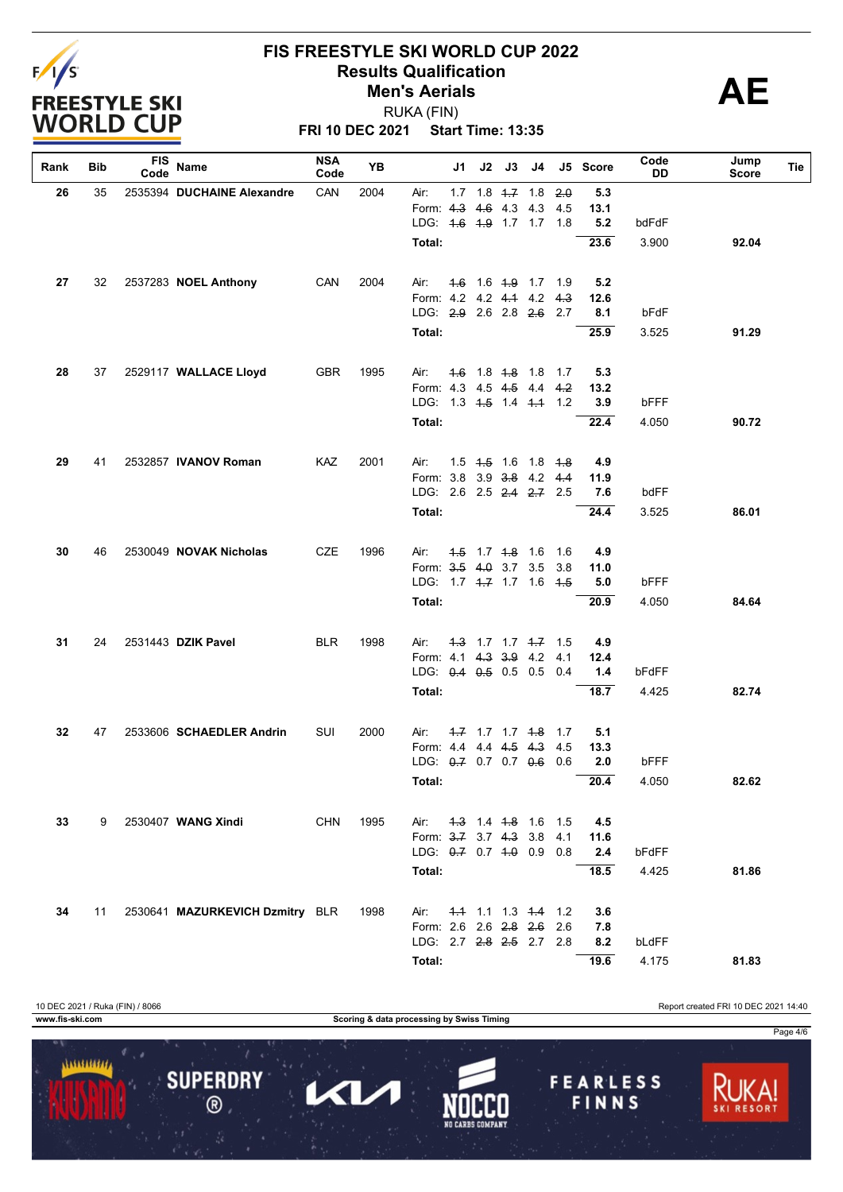# FIS FREESTYLE SKI WORLD CUP 2022

## Results Qualification

## Men's Aerials

RUKA (FIN)

**FRI 10 DEC 2021 Start Time: 13:35**

**AE**

| Rank | Bib | FIS Code | Name | NSA Code | YB | | J1 | J2 | J3 | J4 | J5 | Score | Code DD | Jump Score | Tie |
|---|---|---|---|---|---|---|---|---|---|---|---|---|---|---|---|
| 26 | 35 | 2535394 | **DUCHAINE Alexandre** | CAN | 2004 | Air: | 1.7 | 1.8 | ~~1.7~~ | 1.8 | ~~2.0~~ | 5.3 | | | |
| | | | | | | Form: | ~~4.3~~ | ~~4.6~~ | 4.3 | 4.3 | 4.5 | 13.1 | | | |
| | | | | | | LDG: | ~~1.6~~ | ~~1.9~~ | 1.7 | 1.7 | 1.8 | 5.2 | bdFdF | | |
| | | | | | | **Total:** | | | | | | **23.6** | 3.900 | **92.04** | |
| 27 | 32 | 2537283 | **NOEL Anthony** | CAN | 2004 | Air: | ~~1.6~~ | 1.6 | ~~1.9~~ | 1.7 | 1.9 | 5.2 | | | |
| | | | | | | Form: | 4.2 | 4.2 | ~~4.1~~ | 4.2 | ~~4.3~~ | 12.6 | | | |
| | | | | | | LDG: | ~~2.9~~ | 2.6 | 2.8 | ~~2.6~~ | 2.7 | 8.1 | bFdF | | |
| | | | | | | **Total:** | | | | | | **25.9** | 3.525 | **91.29** | |
| 28 | 37 | 2529117 | **WALLACE Lloyd** | GBR | 1995 | Air: | ~~1.6~~ | 1.8 | ~~1.8~~ | 1.8 | 1.7 | 5.3 | | | |
| | | | | | | Form: | 4.3 | 4.5 | ~~4.5~~ | 4.4 | ~~4.2~~ | 13.2 | | | |
| | | | | | | LDG: | 1.3 | ~~1.5~~ | 1.4 | ~~1.1~~ | 1.2 | 3.9 | bFFF | | |
| | | | | | | **Total:** | | | | | | **22.4** | 4.050 | **90.72** | |
| 29 | 41 | 2532857 | **IVANOV Roman** | KAZ | 2001 | Air: | 1.5 | ~~1.5~~ | 1.6 | 1.8 | ~~1.8~~ | 4.9 | | | |
| | | | | | | Form: | 3.8 | 3.9 | ~~3.8~~ | 4.2 | ~~4.4~~ | 11.9 | | | |
| | | | | | | LDG: | 2.6 | 2.5 | ~~2.4~~ | ~~2.7~~ | 2.5 | 7.6 | bdFF | | |
| | | | | | | **Total:** | | | | | | **24.4** | 3.525 | **86.01** | |
| 30 | 46 | 2530049 | **NOVAK Nicholas** | CZE | 1996 | Air: | ~~1.5~~ | 1.7 | ~~1.8~~ | 1.6 | 1.6 | 4.9 | | | |
| | | | | | | Form: | ~~3.5~~ | ~~4.0~~ | 3.7 | 3.5 | 3.8 | 11.0 | | | |
| | | | | | | LDG: | 1.7 | ~~1.7~~ | 1.7 | 1.6 | ~~1.5~~ | 5.0 | bFFF | | |
| | | | | | | **Total:** | | | | | | **20.9** | 4.050 | **84.64** | |
| 31 | 24 | 2531443 | **DZIK Pavel** | BLR | 1998 | Air: | ~~1.3~~ | 1.7 | 1.7 | ~~1.7~~ | 1.5 | 4.9 | | | |
| | | | | | | Form: | 4.1 | ~~4.3~~ | ~~3.9~~ | 4.2 | 4.1 | 12.4 | | | |
| | | | | | | LDG: | ~~0.4~~ | ~~0.5~~ | 0.5 | 0.5 | 0.4 | 1.4 | bFdFF | | |
| | | | | | | **Total:** | | | | | | **18.7** | 4.425 | **82.74** | |
| 32 | 47 | 2533606 | **SCHAEDLER Andrin** | SUI | 2000 | Air: | ~~1.7~~ | 1.7 | 1.7 | ~~1.8~~ | 1.7 | 5.1 | | | |
| | | | | | | Form: | 4.4 | 4.4 | ~~4.5~~ | ~~4.3~~ | 4.5 | 13.3 | | | |
| | | | | | | LDG: | ~~0.7~~ | 0.7 | 0.7 | ~~0.6~~ | 0.6 | 2.0 | bFFF | | |
| | | | | | | **Total:** | | | | | | **20.4** | 4.050 | **82.62** | |
| 33 | 9 | 2530407 | **WANG Xindi** | CHN | 1995 | Air: | ~~1.3~~ | 1.4 | ~~1.8~~ | 1.6 | 1.5 | 4.5 | | | |
| | | | | | | Form: | ~~3.7~~ | 3.7 | ~~4.3~~ | 3.8 | 4.1 | 11.6 | | | |
| | | | | | | LDG: | ~~0.7~~ | 0.7 | ~~1.0~~ | 0.9 | 0.8 | 2.4 | bFdFF | | |
| | | | | | | **Total:** | | | | | | **18.5** | 4.425 | **81.86** | |
| 34 | 11 | 2530641 | **MAZURKEVICH Dzmitry** | BLR | 1998 | Air: | ~~1.1~~ | 1.1 | 1.3 | ~~1.4~~ | 1.2 | 3.6 | | | |
| | | | | | | Form: | 2.6 | 2.6 | ~~2.8~~ | ~~2.6~~ | 2.6 | 7.8 | | | |
| | | | | | | LDG: | 2.7 | ~~2.8~~ | ~~2.5~~ | 2.7 | 2.8 | 8.2 | bLdFF | | |
| | | | | | | **Total:** | | | | | | **19.6** | 4.175 | **81.83** | |

10 DEC 2021 / Ruka (FIN) / 8066

Report created FRI 10 DEC 2021 14:40

www.fis-ski.com

Scoring & data processing by Swiss Timing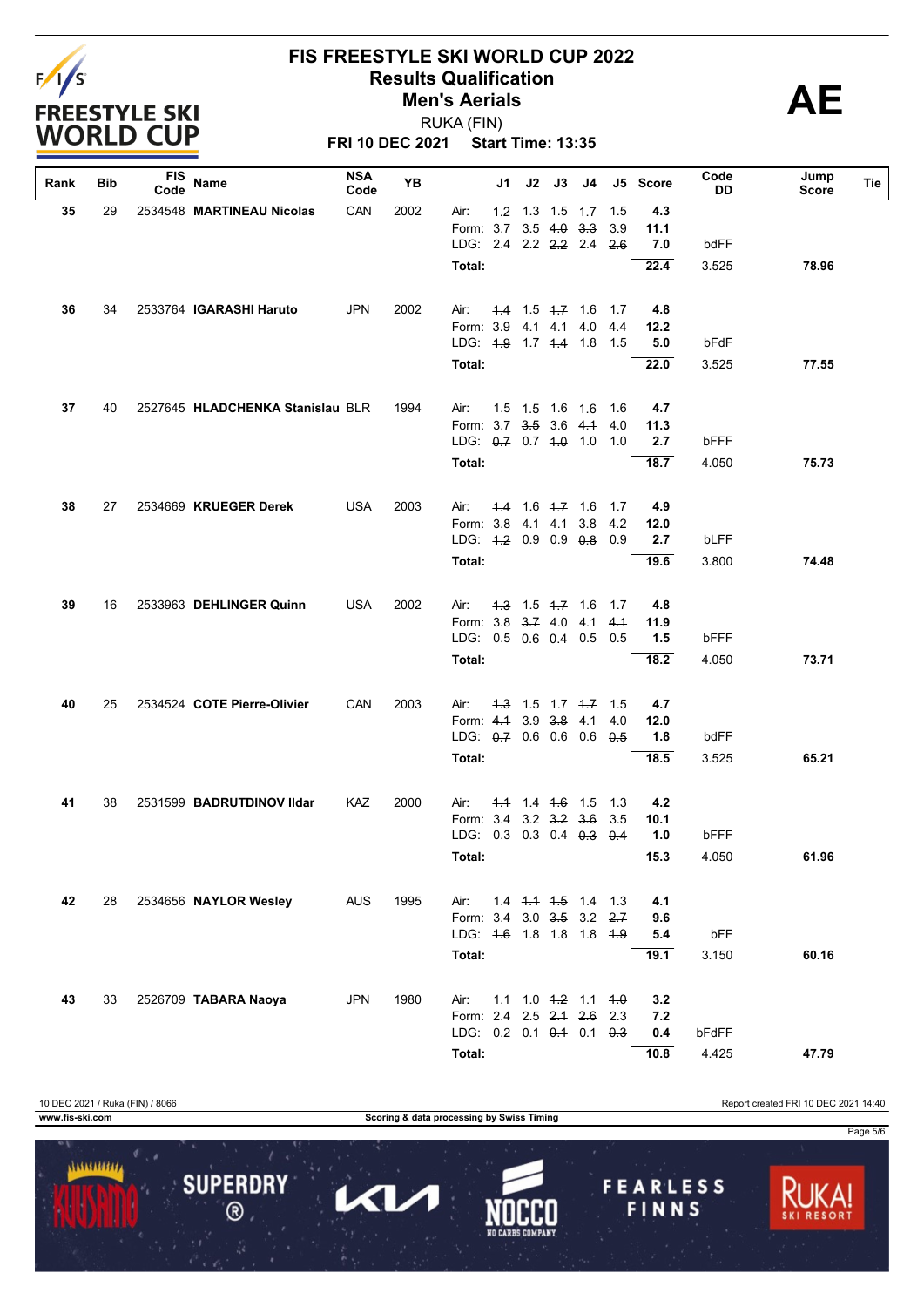# FIS FREESTYLE SKI WORLD CUP 2022

## Results Qualification

## Men's Aerials

RUKA (FIN)

**FRI 10 DEC 2021 Start Time: 13:35**

**AE**

| Rank | Bib | FIS Code | Name | NSA Code | YB | | J1 | J2 | J3 | J4 | J5 | Score | Code DD | Jump Score | Tie |
|---|---|---|---|---|---|---|---|---|---|---|---|---|---|---|---|
| 35 | 29 | 2534548 | **MARTINEAU Nicolas** | CAN | 2002 | Air: | ~~1.2~~ | 1.3 | 1.5 | ~~1.7~~ | 1.5 | 4.3 | | | |
| | | | | | | Form: | 3.7 | 3.5 | ~~4.0~~ | ~~3.3~~ | 3.9 | 11.1 | | | |
| | | | | | | LDG: | 2.4 | 2.2 | ~~2.2~~ | 2.4 | ~~2.6~~ | 7.0 | bdFF | | |
| | | | | | | **Total:** | | | | | | **22.4** | 3.525 | **78.96** | |
| 36 | 34 | 2533764 | **IGARASHI Haruto** | JPN | 2002 | Air: | ~~1.4~~ | 1.5 | ~~1.7~~ | 1.6 | 1.7 | 4.8 | | | |
| | | | | | | Form: | ~~3.9~~ | 4.1 | 4.1 | 4.0 | ~~4.4~~ | 12.2 | | | |
| | | | | | | LDG: | ~~1.9~~ | 1.7 | ~~1.4~~ | 1.8 | 1.5 | 5.0 | bFdF | | |
| | | | | | | **Total:** | | | | | | **22.0** | 3.525 | **77.55** | |
| 37 | 40 | 2527645 | **HLADCHENKA Stanislau** | BLR | 1994 | Air: | 1.5 | ~~1.5~~ | 1.6 | ~~1.6~~ | 1.6 | 4.7 | | | |
| | | | | | | Form: | 3.7 | ~~3.5~~ | 3.6 | ~~4.1~~ | 4.0 | 11.3 | | | |
| | | | | | | LDG: | ~~0.7~~ | 0.7 | ~~1.0~~ | 1.0 | 1.0 | 2.7 | bFFF | | |
| | | | | | | **Total:** | | | | | | **18.7** | 4.050 | **75.73** | |
| 38 | 27 | 2534669 | **KRUEGER Derek** | USA | 2003 | Air: | ~~1.4~~ | 1.6 | ~~1.7~~ | 1.6 | 1.7 | 4.9 | | | |
| | | | | | | Form: | 3.8 | 4.1 | 4.1 | ~~3.8~~ | ~~4.2~~ | 12.0 | | | |
| | | | | | | LDG: | ~~1.2~~ | 0.9 | 0.9 | ~~0.8~~ | 0.9 | 2.7 | bLFF | | |
| | | | | | | **Total:** | | | | | | **19.6** | 3.800 | **74.48** | |
| 39 | 16 | 2533963 | **DEHLINGER Quinn** | USA | 2002 | Air: | ~~1.3~~ | 1.5 | ~~1.7~~ | 1.6 | 1.7 | 4.8 | | | |
| | | | | | | Form: | 3.8 | ~~3.7~~ | 4.0 | 4.1 | ~~4.1~~ | 11.9 | | | |
| | | | | | | LDG: | 0.5 | ~~0.6~~ | ~~0.4~~ | 0.5 | 0.5 | 1.5 | bFFF | | |
| | | | | | | **Total:** | | | | | | **18.2** | 4.050 | **73.71** | |
| 40 | 25 | 2534524 | **COTE Pierre-Olivier** | CAN | 2003 | Air: | ~~1.3~~ | 1.5 | 1.7 | ~~1.7~~ | 1.5 | 4.7 | | | |
| | | | | | | Form: | ~~4.1~~ | 3.9 | ~~3.8~~ | 4.1 | 4.0 | 12.0 | | | |
| | | | | | | LDG: | ~~0.7~~ | 0.6 | 0.6 | 0.6 | ~~0.5~~ | 1.8 | bdFF | | |
| | | | | | | **Total:** | | | | | | **18.5** | 3.525 | **65.21** | |
| 41 | 38 | 2531599 | **BADRUTDINOV Ildar** | KAZ | 2000 | Air: | ~~1.1~~ | 1.4 | ~~1.6~~ | 1.5 | 1.3 | 4.2 | | | |
| | | | | | | Form: | 3.4 | 3.2 | ~~3.2~~ | ~~3.6~~ | 3.5 | 10.1 | | | |
| | | | | | | LDG: | 0.3 | 0.3 | 0.4 | ~~0.3~~ | ~~0.4~~ | 1.0 | bFFF | | |
| | | | | | | **Total:** | | | | | | **15.3** | 4.050 | **61.96** | |
| 42 | 28 | 2534656 | **NAYLOR Wesley** | AUS | 1995 | Air: | 1.4 | ~~1.1~~ | ~~1.5~~ | 1.4 | 1.3 | 4.1 | | | |
| | | | | | | Form: | 3.4 | 3.0 | ~~3.5~~ | 3.2 | ~~2.7~~ | 9.6 | | | |
| | | | | | | LDG: | ~~1.6~~ | 1.8 | 1.8 | 1.8 | ~~1.9~~ | 5.4 | bFF | | |
| | | | | | | **Total:** | | | | | | **19.1** | 3.150 | **60.16** | |
| 43 | 33 | 2526709 | **TABARA Naoya** | JPN | 1980 | Air: | 1.1 | 1.0 | ~~1.2~~ | 1.1 | ~~1.0~~ | 3.2 | | | |
| | | | | | | Form: | 2.4 | 2.5 | ~~2.1~~ | ~~2.6~~ | 2.3 | 7.2 | | | |
| | | | | | | LDG: | 0.2 | 0.1 | ~~0.1~~ | 0.1 | ~~0.3~~ | 0.4 | bFdFF | | |
| | | | | | | **Total:** | | | | | | **10.8** | 4.425 | **47.79** | |

10 DEC 2021 / Ruka (FIN) / 8066

Report created FRI 10 DEC 2021 14:40

www.fis-ski.com

Scoring & data processing by Swiss Timing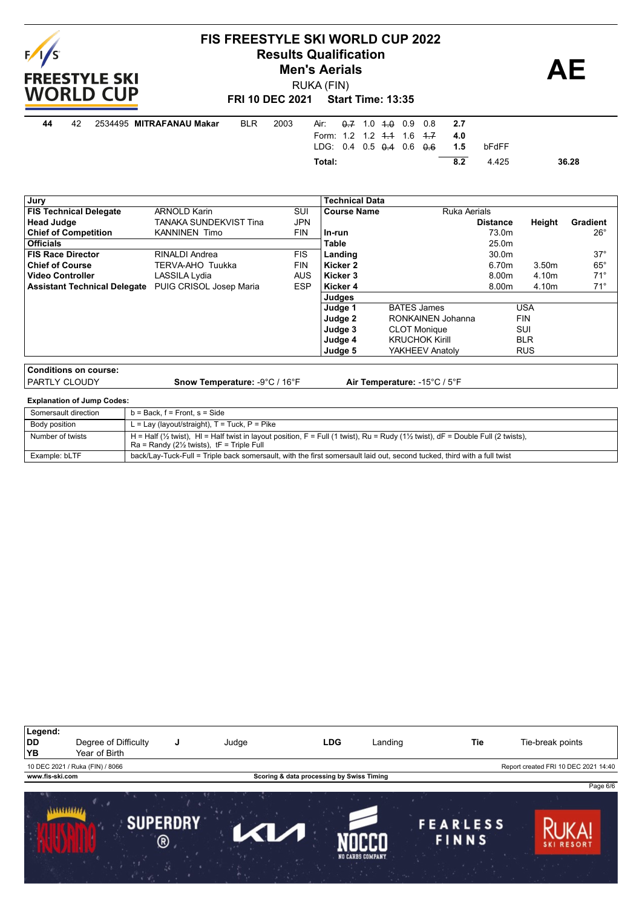# FIS FREESTYLE SKI WORLD CUP 2022

## Results Qualification

## Men's Aerials

RUKA (FIN)

**FRI 10 DEC 2021 Start Time: 13:35**

**AE**

| | | | | | | | | | | | | | |
|---|---|---|---|---|---|---|---|---|---|---|---|---|---|
| **44** | 42 | 2534495 | **MITRAFANAU Makar** | BLR | 2003 | Air: | ~~0.7~~ 1.0 ~~1.0~~ 0.9 0.8 | **2.7** | | | | | |
| | | | | | | Form: | 1.2 1.2 ~~1.1~~ 1.6 ~~1.7~~ | **4.0** | | | | | |
| | | | | | | LDG: | 0.4 0.5 ~~0.4~~ 0.6 ~~0.6~~ | **1.5** | bFdFF | | | | |
| | | | | | | **Total:** | | **8.2** | 4.425 | | **36.28** | | |

| Jury | | |
|---|---|---|
| **FIS Technical Delegate** | ARNOLD Karin | SUI |
| **Head Judge** | TANAKA SUNDEKVIST Tina | JPN |
| **Chief of Competition** | KANNINEN Timo | FIN |
| **Officials** | | |
| **FIS Race Director** | RINALDI Andrea | FIS |
| **Chief of Course** | TERVA-AHO Tuukka | FIN |
| **Video Controller** | LASSILA Lydia | AUS |
| **Assistant Technical Delegate** | PUIG CRISOL Josep Maria | ESP |

| Technical Data | | | |
|---|---|---|---|
| **Course Name** | Ruka Aerials | | |
| | **Distance** | **Height** | **Gradient** |
| **In-run** | 73.0m | | 26° |
| **Table** | 25.0m | | |
| **Landing** | 30.0m | | 37° |
| **Kicker 2** | 6.70m | 3.50m | 65° |
| **Kicker 3** | 8.00m | 4.10m | 71° |
| **Kicker 4** | 8.00m | 4.10m | 71° |

| Judges | | |
|---|---|---|
| **Judge 1** | BATES James | USA |
| **Judge 2** | RONKAINEN Johanna | FIN |
| **Judge 3** | CLOT Monique | SUI |
| **Judge 4** | KRUCHOK Kirill | BLR |
| **Judge 5** | YAKHEEV Anatoly | RUS |

**Conditions on course:**
PARTLY CLOUDY **Snow Temperature:** -9°C / 16°F **Air Temperature:** -15°C / 5°F

**Explanation of Jump Codes:**

| | |
|---|---|
| Somersault direction | b = Back, f = Front, s = Side |
| Body position | L = Lay (layout/straight), T = Tuck, P = Pike |
| Number of twists | H = Half (½ twist), Hl = Half twist in layout position, F = Full (1 twist), Ru = Rudy (1½ twist), dF = Double Full (2 twists), Ra = Randy (2½ twists), tF = Triple Full |
| Example: bLTF | back/Lay-Tuck-Full = Triple back somersault, with the first somersault laid out, second tucked, third with a full twist |

| Legend: | | | | | | | |
|---|---|---|---|---|---|---|---|
| **DD** | Degree of Difficulty | **J** | Judge | **LDG** | Landing | **Tie** | Tie-break points |
| **YB** | Year of Birth | | | | | | |

10 DEC 2021 / Ruka (FIN) / 8066 Report created FRI 10 DEC 2021 14:40

www.fis-ski.com Scoring & data processing by Swiss Timing